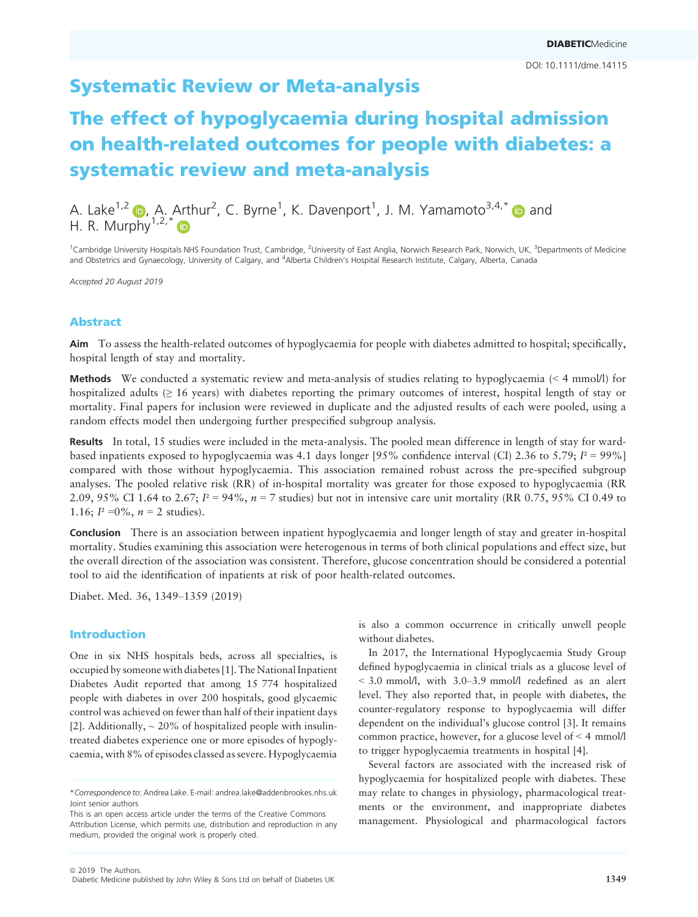Systematic Review or Meta-analysis

# The effect of hypoglycaemia during hospital admission on health-related outcomes for people with diabetes: a systematic review and meta-analysis

A. Lake[1,2], A. Arthur[2], C. Byrne[1], K. Davenport[1], J. M. Yamamoto[3,4,*] and H. R. Murphy[1,2,*]

[1]Cambridge University Hospitals NHS Foundation Trust, Cambridge, [2]University of East Anglia, Norwich Research Park, Norwich, UK, [3]Departments of Medicine and Obstetrics and Gynaecology, University of Calgary, and [4]Alberta Children's Hospital Research Institute, Calgary, Alberta, Canada

*Accepted 20 August 2019*

## Abstract

**Aim** To assess the health-related outcomes of hypoglycaemia for people with diabetes admitted to hospital; specifically, hospital length of stay and mortality.

**Methods** We conducted a systematic review and meta-analysis of studies relating to hypoglycaemia (< 4 mmol/l) for hospitalized adults (≥ 16 years) with diabetes reporting the primary outcomes of interest, hospital length of stay or mortality. Final papers for inclusion were reviewed in duplicate and the adjusted results of each were pooled, using a random effects model then undergoing further prespecified subgroup analysis.

**Results** In total, 15 studies were included in the meta-analysis. The pooled mean difference in length of stay for ward-based inpatients exposed to hypoglycaemia was 4.1 days longer [95% confidence interval (CI) 2.36 to 5.79; $I^2 = 99\%$] compared with those without hypoglycaemia. This association remained robust across the pre-specified subgroup analyses. The pooled relative risk (RR) of in-hospital mortality was greater for those exposed to hypoglycaemia (RR 2.09, 95% CI 1.64 to 2.67; $I^2 = 94\%$, $n = 7$ studies) but not in intensive care unit mortality (RR 0.75, 95% CI 0.49 to 1.16; $I^2 = 0\%$, $n = 2$ studies).

**Conclusion** There is an association between inpatient hypoglycaemia and longer length of stay and greater in-hospital mortality. Studies examining this association were heterogenous in terms of both clinical populations and effect size, but the overall direction of the association was consistent. Therefore, glucose concentration should be considered a potential tool to aid the identification of inpatients at risk of poor health-related outcomes.

Diabet. Med. 36, 1349–1359 (2019)

## Introduction

One in six NHS hospitals beds, across all specialties, is occupied by someone with diabetes [1]. The National Inpatient Diabetes Audit reported that among 15 774 hospitalized people with diabetes in over 200 hospitals, good glycaemic control was achieved on fewer than half of their inpatient days [2]. Additionally, ~ 20% of hospitalized people with insulin-treated diabetes experience one or more episodes of hypoglycaemia, with 8% of episodes classed as severe. Hypoglycaemia is also a common occurrence in critically unwell people without diabetes.

In 2017, the International Hypoglycaemia Study Group defined hypoglycaemia in clinical trials as a glucose level of < 3.0 mmol/l, with 3.0–3.9 mmol/l redefined as an alert level. They also reported that, in people with diabetes, the counter-regulatory response to hypoglycaemia will differ dependent on the individual's glucose control [3]. It remains common practice, however, for a glucose level of < 4 mmol/l to trigger hypoglycaemia treatments in hospital [4].

Several factors are associated with the increased risk of hypoglycaemia for hospitalized people with diabetes. These may relate to changes in physiology, pharmacological treatments or the environment, and inappropriate diabetes management. Physiological and pharmacological factors

*Correspondence to: Andrea Lake. E-mail: andrea.lake@addenbrookes.nhs.uk
Joint senior authors
This is an open access article under the terms of the Creative Commons Attribution License, which permits use, distribution and reproduction in any medium, provided the original work is properly cited.

© 2019 The Authors.
Diabetic Medicine published by John Wiley & Sons Ltd on behalf of Diabetes UK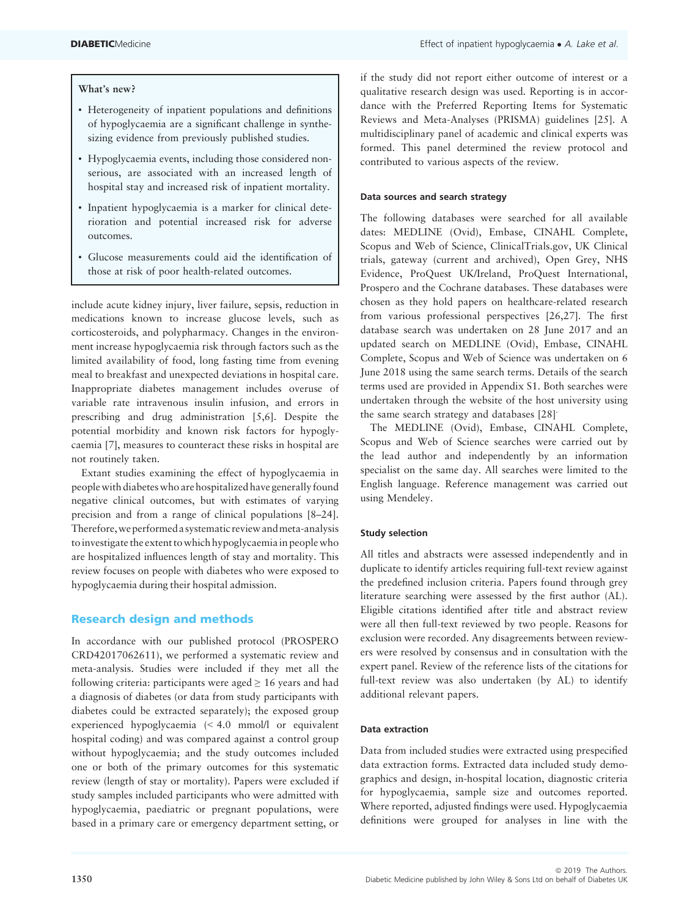> **What's new?**
>
> - Heterogeneity of inpatient populations and definitions of hypoglycaemia are a significant challenge in synthesizing evidence from previously published studies.
> - Hypoglycaemia events, including those considered non-serious, are associated with an increased length of hospital stay and increased risk of inpatient mortality.
> - Inpatient hypoglycaemia is a marker for clinical deterioration and potential increased risk for adverse outcomes.
> - Glucose measurements could aid the identification of those at risk of poor health-related outcomes.

include acute kidney injury, liver failure, sepsis, reduction in medications known to increase glucose levels, such as corticosteroids, and polypharmacy. Changes in the environment increase hypoglycaemia risk through factors such as the limited availability of food, long fasting time from evening meal to breakfast and unexpected deviations in hospital care. Inappropriate diabetes management includes overuse of variable rate intravenous insulin infusion, and errors in prescribing and drug administration [5,6]. Despite the potential morbidity and known risk factors for hypoglycaemia [7], measures to counteract these risks in hospital are not routinely taken.

Extant studies examining the effect of hypoglycaemia in people with diabetes who are hospitalized have generally found negative clinical outcomes, but with estimates of varying precision and from a range of clinical populations [8–24]. Therefore, we performed a systematic review and meta-analysis to investigate the extent to which hypoglycaemia in people who are hospitalized influences length of stay and mortality. This review focuses on people with diabetes who were exposed to hypoglycaemia during their hospital admission.

## Research design and methods

In accordance with our published protocol (PROSPERO CRD42017062611), we performed a systematic review and meta-analysis. Studies were included if they met all the following criteria: participants were aged ≥ 16 years and had a diagnosis of diabetes (or data from study participants with diabetes could be extracted separately); the exposed group experienced hypoglycaemia (< 4.0 mmol/l or equivalent hospital coding) and was compared against a control group without hypoglycaemia; and the study outcomes included one or both of the primary outcomes for this systematic review (length of stay or mortality). Papers were excluded if study samples included participants who were admitted with hypoglycaemia, paediatric or pregnant populations, were based in a primary care or emergency department setting, or if the study did not report either outcome of interest or a qualitative research design was used. Reporting is in accordance with the Preferred Reporting Items for Systematic Reviews and Meta-Analyses (PRISMA) guidelines [25]. A multidisciplinary panel of academic and clinical experts was formed. This panel determined the review protocol and contributed to various aspects of the review.

### Data sources and search strategy

The following databases were searched for all available dates: MEDLINE (Ovid), Embase, CINAHL Complete, Scopus and Web of Science, ClinicalTrials.gov, UK Clinical trials, gateway (current and archived), Open Grey, NHS Evidence, ProQuest UK/Ireland, ProQuest International, Prospero and the Cochrane databases. These databases were chosen as they hold papers on healthcare-related research from various professional perspectives [26,27]. The first database search was undertaken on 28 June 2017 and an updated search on MEDLINE (Ovid), Embase, CINAHL Complete, Scopus and Web of Science was undertaken on 6 June 2018 using the same search terms. Details of the search terms used are provided in Appendix S1. Both searches were undertaken through the website of the host university using the same search strategy and databases [28].

The MEDLINE (Ovid), Embase, CINAHL Complete, Scopus and Web of Science searches were carried out by the lead author and independently by an information specialist on the same day. All searches were limited to the English language. Reference management was carried out using Mendeley.

### Study selection

All titles and abstracts were assessed independently and in duplicate to identify articles requiring full-text review against the predefined inclusion criteria. Papers found through grey literature searching were assessed by the first author (AL). Eligible citations identified after title and abstract review were all then full-text reviewed by two people. Reasons for exclusion were recorded. Any disagreements between reviewers were resolved by consensus and in consultation with the expert panel. Review of the reference lists of the citations for full-text review was also undertaken (by AL) to identify additional relevant papers.

### Data extraction

Data from included studies were extracted using prespecified data extraction forms. Extracted data included study demographics and design, in-hospital location, diagnostic criteria for hypoglycaemia, sample size and outcomes reported. Where reported, adjusted findings were used. Hypoglycaemia definitions were grouped for analyses in line with the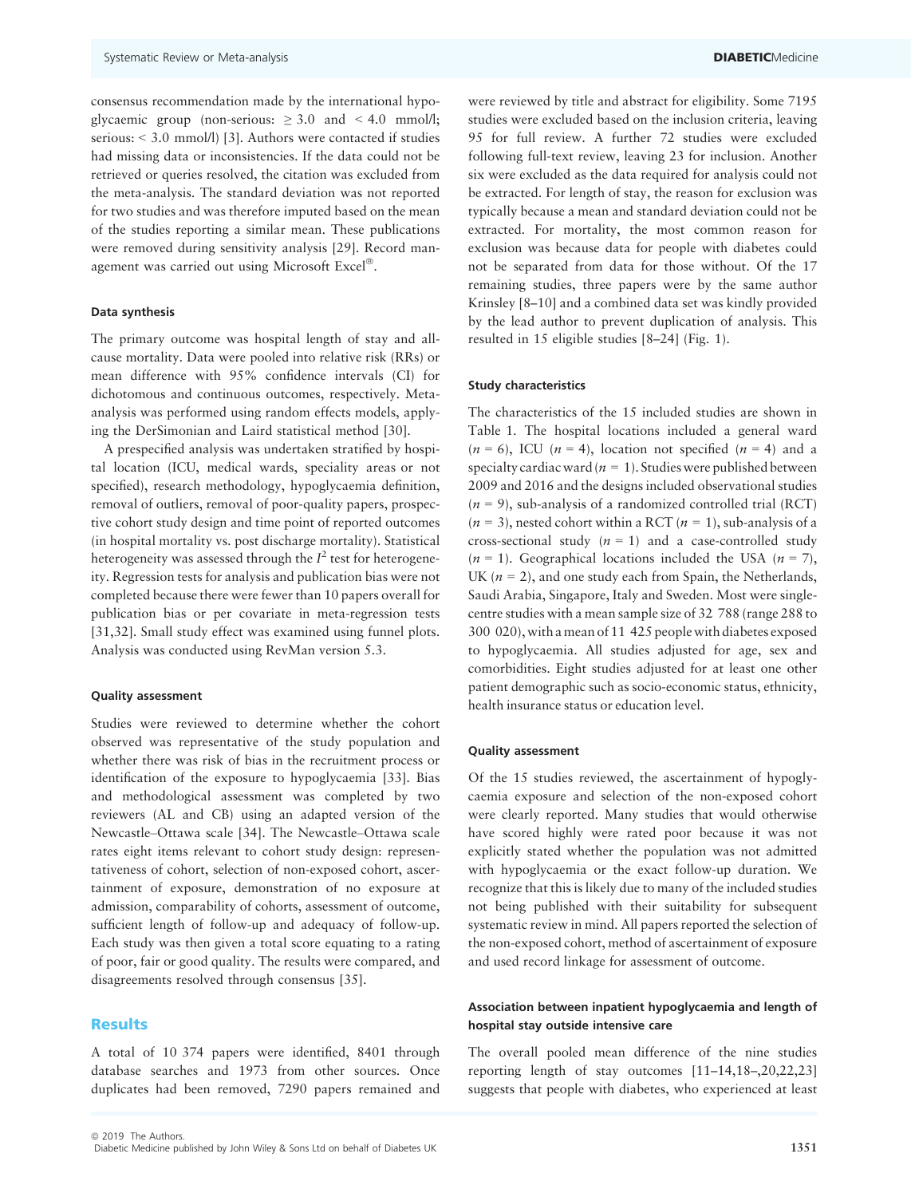consensus recommendation made by the international hypoglycaemic group (non-serious: ≥ 3.0 and < 4.0 mmol/l; serious: < 3.0 mmol/l) [3]. Authors were contacted if studies had missing data or inconsistencies. If the data could not be retrieved or queries resolved, the citation was excluded from the meta-analysis. The standard deviation was not reported for two studies and was therefore imputed based on the mean of the studies reporting a similar mean. These publications were removed during sensitivity analysis [29]. Record management was carried out using Microsoft Excel®.

#### Data synthesis

The primary outcome was hospital length of stay and all-cause mortality. Data were pooled into relative risk (RRs) or mean difference with 95% confidence intervals (CI) for dichotomous and continuous outcomes, respectively. Meta-analysis was performed using random effects models, applying the DerSimonian and Laird statistical method [30].

A prespecified analysis was undertaken stratified by hospital location (ICU, medical wards, speciality areas or not specified), research methodology, hypoglycaemia definition, removal of outliers, removal of poor-quality papers, prospective cohort study design and time point of reported outcomes (in hospital mortality vs. post discharge mortality). Statistical heterogeneity was assessed through the $I^2$ test for heterogeneity. Regression tests for analysis and publication bias were not completed because there were fewer than 10 papers overall for publication bias or per covariate in meta-regression tests [31,32]. Small study effect was examined using funnel plots. Analysis was conducted using RevMan version 5.3.

#### Quality assessment

Studies were reviewed to determine whether the cohort observed was representative of the study population and whether there was risk of bias in the recruitment process or identification of the exposure to hypoglycaemia [33]. Bias and methodological assessment was completed by two reviewers (AL and CB) using an adapted version of the Newcastle–Ottawa scale [34]. The Newcastle–Ottawa scale rates eight items relevant to cohort study design: representativeness of cohort, selection of non-exposed cohort, ascertainment of exposure, demonstration of no exposure at admission, comparability of cohorts, assessment of outcome, sufficient length of follow-up and adequacy of follow-up. Each study was then given a total score equating to a rating of poor, fair or good quality. The results were compared, and disagreements resolved through consensus [35].

## Results

A total of 10 374 papers were identified, 8401 through database searches and 1973 from other sources. Once duplicates had been removed, 7290 papers remained and were reviewed by title and abstract for eligibility. Some 7195 studies were excluded based on the inclusion criteria, leaving 95 for full review. A further 72 studies were excluded following full-text review, leaving 23 for inclusion. Another six were excluded as the data required for analysis could not be extracted. For length of stay, the reason for exclusion was typically because a mean and standard deviation could not be extracted. For mortality, the most common reason for exclusion was because data for people with diabetes could not be separated from data for those without. Of the 17 remaining studies, three papers were by the same author Krinsley [8–10] and a combined data set was kindly provided by the lead author to prevent duplication of analysis. This resulted in 15 eligible studies [8–24] (Fig. 1).

#### Study characteristics

The characteristics of the 15 included studies are shown in Table 1. The hospital locations included a general ward ($n$ = 6), ICU ($n$ = 4), location not specified ($n$ = 4) and a specialty cardiac ward ($n$ = 1). Studies were published between 2009 and 2016 and the designs included observational studies ($n$ = 9), sub-analysis of a randomized controlled trial (RCT) ($n$ = 3), nested cohort within a RCT ($n$ = 1), sub-analysis of a cross-sectional study ($n$ = 1) and a case-controlled study ($n$ = 1). Geographical locations included the USA ($n$ = 7), UK ($n$ = 2), and one study each from Spain, the Netherlands, Saudi Arabia, Singapore, Italy and Sweden. Most were single-centre studies with a mean sample size of 32 788 (range 288 to 300 020), with a mean of 11 425 people with diabetes exposed to hypoglycaemia. All studies adjusted for age, sex and comorbidities. Eight studies adjusted for at least one other patient demographic such as socio-economic status, ethnicity, health insurance status or education level.

#### Quality assessment

Of the 15 studies reviewed, the ascertainment of hypoglycaemia exposure and selection of the non-exposed cohort were clearly reported. Many studies that would otherwise have scored highly were rated poor because it was not explicitly stated whether the population was not admitted with hypoglycaemia or the exact follow-up duration. We recognize that this is likely due to many of the included studies not being published with their suitability for subsequent systematic review in mind. All papers reported the selection of the non-exposed cohort, method of ascertainment of exposure and used record linkage for assessment of outcome.

#### Association between inpatient hypoglycaemia and length of hospital stay outside intensive care

The overall pooled mean difference of the nine studies reporting length of stay outcomes [11–14,18–,20,22,23] suggests that people with diabetes, who experienced at least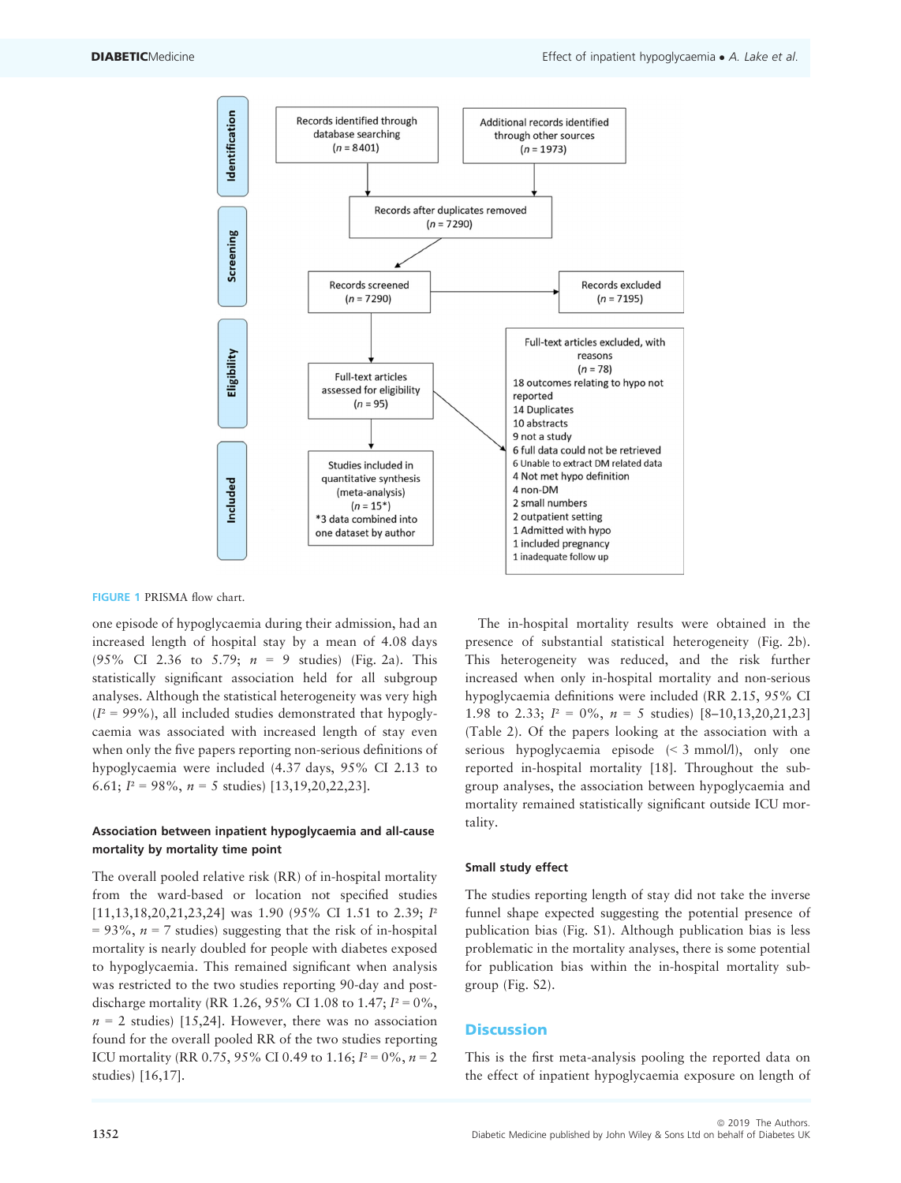Identification

Records identified through database searching ($n$ = 8401)

Additional records identified through other sources ($n$ = 1973)

Screening

Records after duplicates removed ($n$ = 7290)

Records screened ($n$ = 7290)

Records excluded ($n$ = 7195)

Eligibility

Full-text articles assessed for eligibility ($n$ = 95)

Full-text articles excluded, with reasons ($n$ = 78)
18 outcomes relating to hypo not reported
14 Duplicates
10 abstracts
9 not a study
6 full data could not be retrieved
6 Unable to extract DM related data
4 Not met hypo definition
4 non-DM
2 small numbers
2 outpatient setting
1 Admitted with hypo
1 included pregnancy
1 inadequate follow up

Included

Studies included in quantitative synthesis (meta-analysis) ($n$ = 15*)
*3 data combined into one dataset by author

FIGURE 1 PRISMA flow chart.

one episode of hypoglycaemia during their admission, had an increased length of hospital stay by a mean of 4.08 days (95% CI 2.36 to 5.79; $n$ = 9 studies) (Fig. 2a). This statistically significant association held for all subgroup analyses. Although the statistical heterogeneity was very high ($I^2$ = 99%), all included studies demonstrated that hypoglycaemia was associated with increased length of stay even when only the five papers reporting non-serious definitions of hypoglycaemia were included (4.37 days, 95% CI 2.13 to 6.61; $I^2$ = 98%, $n$ = 5 studies) [13,19,20,22,23].

#### Association between inpatient hypoglycaemia and all-cause mortality by mortality time point

The overall pooled relative risk (RR) of in-hospital mortality from the ward-based or location not specified studies [11,13,18,20,21,23,24] was 1.90 (95% CI 1.51 to 2.39; $I^2$ = 93%, $n$ = 7 studies) suggesting that the risk of in-hospital mortality is nearly doubled for people with diabetes exposed to hypoglycaemia. This remained significant when analysis was restricted to the two studies reporting 90-day and post-discharge mortality (RR 1.26, 95% CI 1.08 to 1.47; $I^2$ = 0%, $n$ = 2 studies) [15,24]. However, there was no association found for the overall pooled RR of the two studies reporting ICU mortality (RR 0.75, 95% CI 0.49 to 1.16; $I^2$ = 0%, $n$ = 2 studies) [16,17].

The in-hospital mortality results were obtained in the presence of substantial statistical heterogeneity (Fig. 2b). This heterogeneity was reduced, and the risk further increased when only in-hospital mortality and non-serious hypoglycaemia definitions were included (RR 2.15, 95% CI 1.98 to 2.33; $I^2$ = 0%, $n$ = 5 studies) [8–10,13,20,21,23] (Table 2). Of the papers looking at the association with a serious hypoglycaemia episode (< 3 mmol/l), only one reported in-hospital mortality [18]. Throughout the subgroup analyses, the association between hypoglycaemia and mortality remained statistically significant outside ICU mortality.

#### Small study effect

The studies reporting length of stay did not take the inverse funnel shape expected suggesting the potential presence of publication bias (Fig. S1). Although publication bias is less problematic in the mortality analyses, there is some potential for publication bias within the in-hospital mortality subgroup (Fig. S2).

## Discussion

This is the first meta-analysis pooling the reported data on the effect of inpatient hypoglycaemia exposure on length of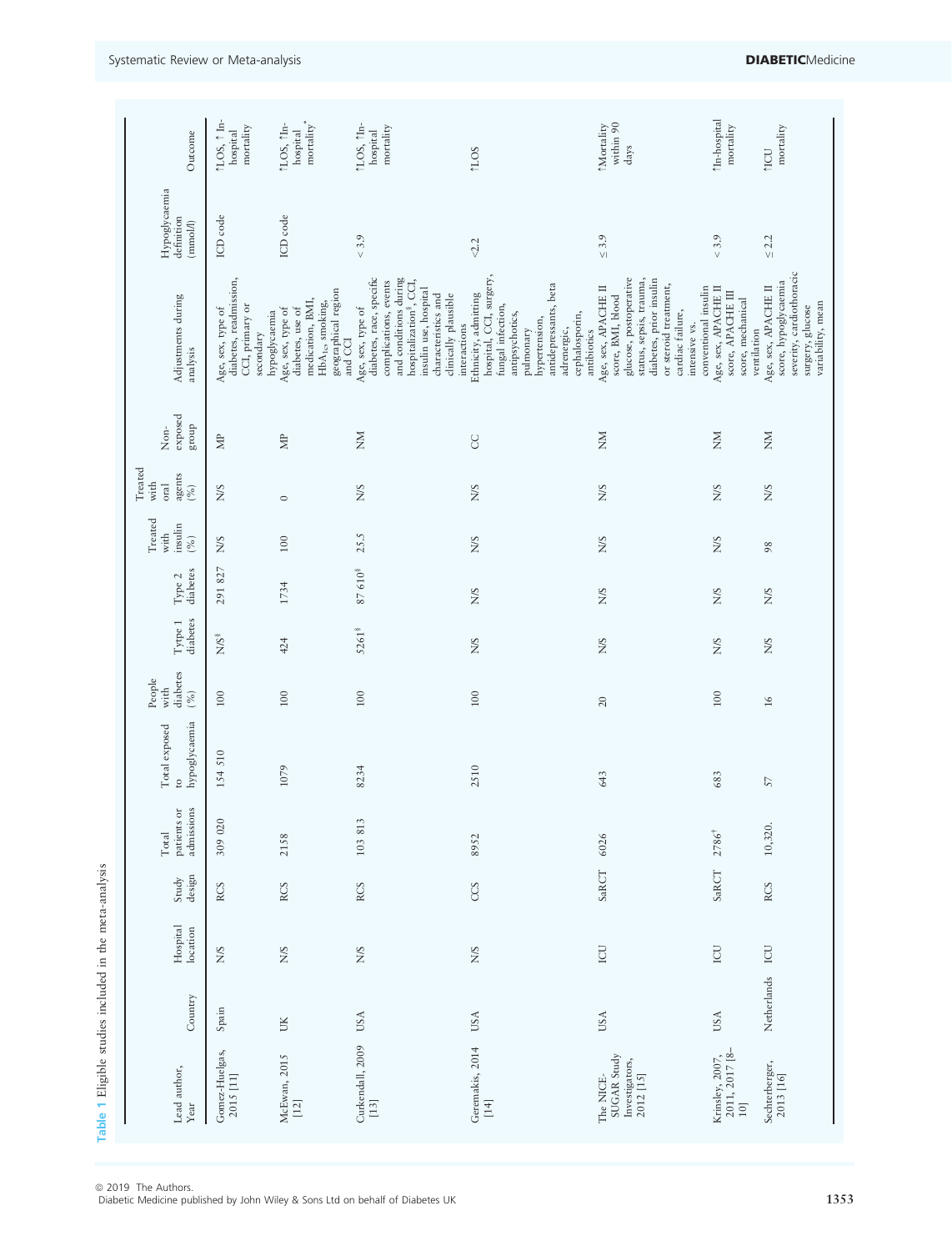**Table 1** Eligible studies included in the meta-analysis

| Lead author, Year | Country | Hospital location | Study design | Total patients or admissions | Total exposed to hypoglycaemia | People with diabetes (%) | Type 1 diabetes | Type 2 diabetes | Treated with insulin (%) | Treated with oral agents (%) | Non-exposed group | Adjustments during analysis | Hypoglycaemia definition (mmol/l) | Outcome |
|---|---|---|---|---|---|---|---|---|---|---|---|---|---|---|
| Gomez-Huelgas, 2015 [11] | Spain | N/S | RCS | 309 020 | 154 510 | 100 | N/S[§] | 291 827 | N/S | N/S | MP | Age, sex, type of diabetes, readmission, CCI, primary or secondary hypoglycaemia | ICD code | ↑LOS, ↑ In-hospital mortality |
| McEwan, 2015 [12] | UK | N/S | RCS | 2158 | 1079 | 100 | 424 | 1734 | 100 | 0 | MP | Age, sex, type of diabetes, use of medication, BMI, $HbA_{1c}$, smoking, geographical region and CCI | ICD code | ↑LOS, ↑In-hospital mortality[*] |
| Curkendall, 2009 [13] | USA | N/S | RCS | 103 813 | 8234 | 100 | 5261[§] | 87 610[§] | 25.5 | N/S | NM | Age, sex, type of diabetes, race, specific complications, events and conditions during hospitalization[§], CCI, insulin use, hospital characteristics and clinically plausible interactions | < 3.9 | ↑LOS, ↑In-hospital mortality |
| Geremakis, 2014 [14] | USA | N/S | CCS | 8952 | 2510 | 100 | N/S | N/S | N/S | N/S | CC | Ethnicity, admitting hospital, CCI, surgery, fungal infection, antipsychotics, pulmonary hypertension, antidepressants, beta adrenergic, cephalosporin, antibiotics | <2.2 | ↑LOS |
| The NICE-SUGAR Study Investigators, 2012 [15] | USA | ICU | SaRCT | 6026 | 643 | 20 | N/S | N/S | N/S | N/S | NM | Age, sex, APACHE II score, BMI, blood glucose, postoperative status, sepsis, trauma, diabetes, prior insulin or steroid treatment, cardiac failure, intensive vs. conventional insulin | ≤ 3.9 | ↑Mortality within 90 days |
| Krinsley, 2007, 2011, 2017 [8–10] | USA | ICU | SaRCT | 2786[†] | 683 | 100 | N/S | N/S | N/S | N/S | NM | Age, sex, APACHE II score, APACHE III score, mechanical ventilation | < 3.9 | ↑In-hospital mortality |
| Sechterberger, 2013 [16] | Netherlands | ICU | RCS | 10,320. | 57 | 16 | N/S | N/S | 98 | N/S | NM | Age, sex, APACHE II score, hypoglycaemia severity, cardiothoracic surgery, glucose variability, mean | ≤ 2.2 | ↑ICU mortality |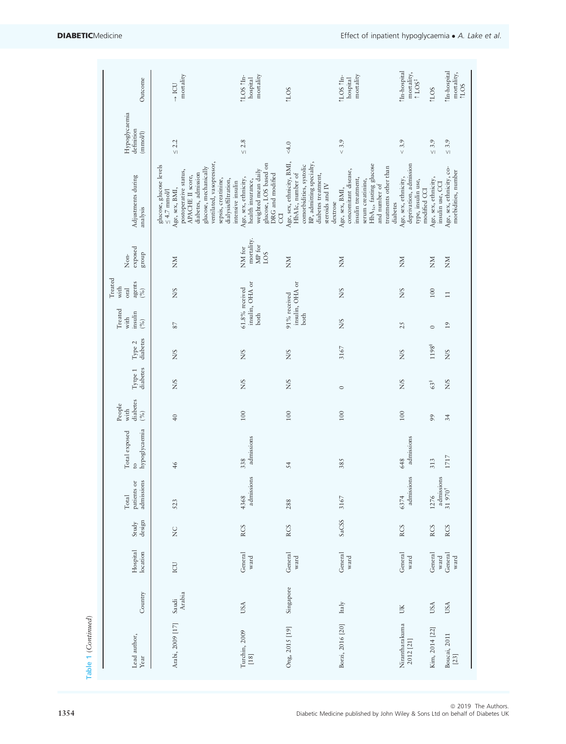Table 1 (*Continued*)

| Lead author, Year | Country | Hospital location | Study design | Total patients or admissions | Total exposed to hypoglycaemia | People with diabetes (%) | Type 1 diabetes | Type 2 diabetes | Treated with insulin (%) | Treated with oral agents (%) | Non-exposed group | Adjustments during analysis | Hypoglycaemia definition (mmol/l) | Outcome |
|---|---|---|---|---|---|---|---|---|---|---|---|---|---|---|
| Arabi, 2009 [17] | Saudi Arabia | ICU | NC | 523 | 46 | 40 | N/S | N/S | 87 | N/S | NM | glucose, glucose levels ≤ 4.7 mmol/l Age, sex, BMI, postoperative status, APACHE II score, diabetes, admission glucose, mechanically ventilated, vasopressor, sepsis, creatinine, dialysis/filtration, intensive insulin | ≤ 2.2 | → ICU mortality |
| Turchin, 2009 [18] | USA | General ward | RCS | 4368 admissions | 338 admissions | 100 | N/S | N/S | 61.8% received insulin, OHA or both | | NM for mortality. MP for LOS | Age, sex, ethnicity, health insurance, weighted mean daily glucose, LOS based on DRG and modified CCI | ≤ 2.8 | ↑LOS ↑In-hospital mortality |
| Ong, 2015 [19] | Singapore | General ward | RCS | 288 | 54 | 100 | N/S | N/S | 91% received insulin, OHA or both | | NM | Age, sex, ethnicity, BMI, HbA1c, number of comorbidities, systolic BP, admitting specialty, diabetes treatment, steroids and IV dextrose | <4.0 | ↑LOS |
| Borzì, 2016 [20] | Italy | General ward | SaCSS | 3167 | 385 | 100 | 0 | 3167 | N/S | N/S | NM | Age, sex, BMI, concomitant disease, insulin treatment, serum creatinine, $HbA_{1c}$, fasting glucose and number of treatments other than diabetes | < 3.9 | ↑LOS ↑In-hospital mortality |
| Nirantharakuma 2012 [21] | UK | General ward | RCS | 6374 admissions | 648 admissions | 100 | N/S | N/S | 25 | N/S | NM | Age, sex, ethnicity, deprivation, admission type, insulin use, modified CCI | < 3.9 | ↑In-hospital mortality, ↑LOS[‡] |
| Kim, 2014 [22] | USA | General ward | RCS | 1276 admissions | 313 | 99 | 63[§] | 1198[§] | 0 | 100 | NM | Age, sex, ethnicity, insulin use, CCI | ≤ 3.9 | ↑LOS |
| Boucai, 2011 [23] | USA | General ward | RCS | 31 970[†] | 1717 | 34 | N/S | N/S | 19 | 11 | NM | Age, sex, ethnicity, co-morbidities, number | ≤ 3.9 | ↑In-hospital mortality, ↑LOS |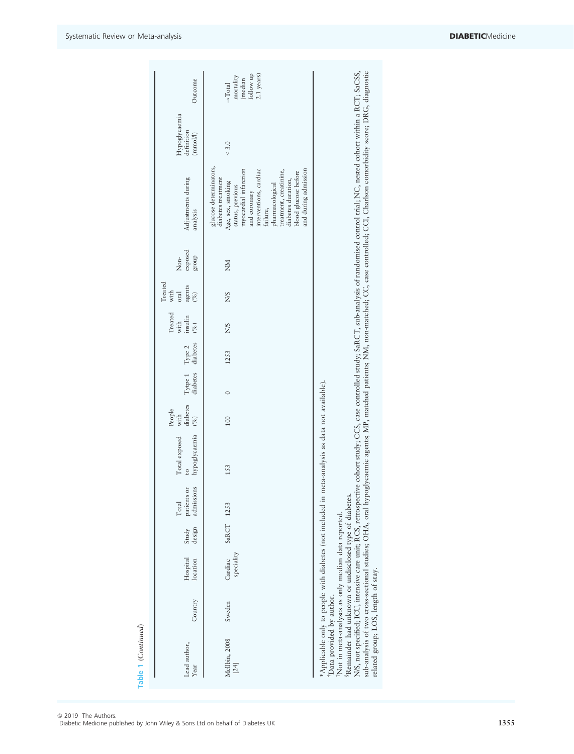Table 1 (*Continued*)

| Lead author, Year | Country | Hospital location | Study design | Total patients or admissions | Total exposed to hypoglycaemia | People with diabetes (%) | Type 1 diabetes | Type 2 diabetes | Treated with insulin (%) | Treated with oral agents (%) | Non-exposed group | Adjustments during analysis | Hypoglycaemia definition (mmol/l) | Outcome |
|---|---|---|---|---|---|---|---|---|---|---|---|---|---|---|
| | | | | | | | | | | | | glucose determinators, diabetes treatment | | |
| Mellbin, 2008 [24] | Sweden | Cardiac speciality | SaRCT | 1253 | 153 | 100 | 0 | 1253 | N/S | N/S | NM | Age, sex, smoking status, previous myocardial infarction and coronary interventions, cardiac failure, pharmacological treatment, creatinine, diabetes duration, blood glucose before and during admission | < 3.0 | →Total mortality (median follow up 2.1 years) |

*Applicable only to people with diabetes (not included in meta-analysis as data not available).
†Data provided by author.
‡Not in meta-analyses as only median data reported.
§Remainder had unknown or undisclosed type of diabetes.
N/S, not specified; ICU, intensive care unit; RCS, retrospective cohort study; CCS, case controlled study; SaRCT, sub-analysis of randomised control trial; NC, nested cohort within a RCT; SaCSS, sub-analysis of two cross-sectional studies; OHA, oral hypoglycaemic agents; MP, matched patients; NM, non-matched; CC, case controlled; CCI, Charlson comorbidity score; DRG, diagnostic related group; LOS, length of stay.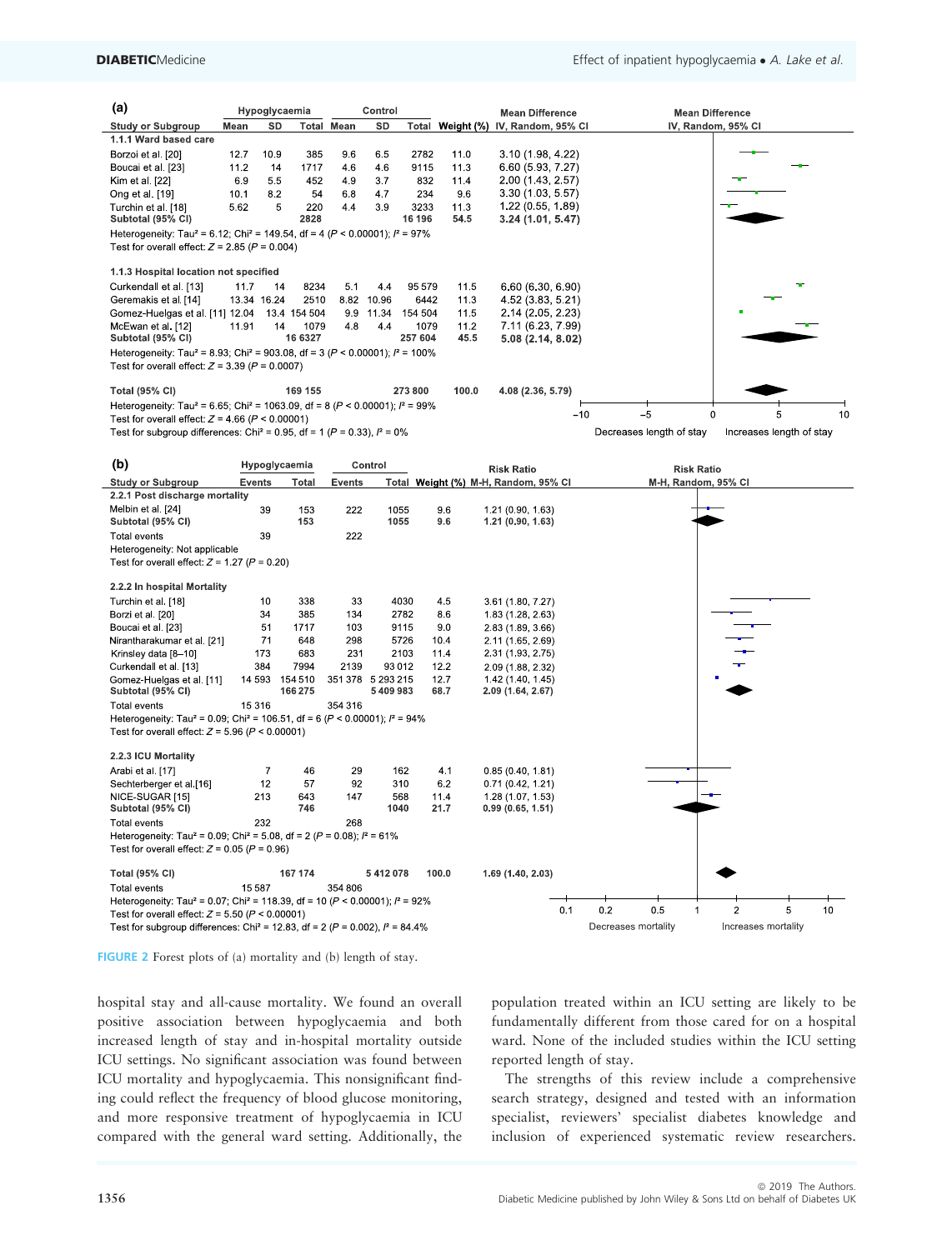**(a)**

| Study or Subgroup | Hypoglycaemia Mean | SD | Total | Control Mean | SD | Total | Weight (%) | Mean Difference IV, Random, 95% CI |
|---|---|---|---|---|---|---|---|---|
| **1.1.1 Ward based care** | | | | | | | | |
| Borzoi et al. [20] | 12.7 | 10.9 | 385 | 9.6 | 6.5 | 2782 | 11.0 | 3.10 (1.98, 4.22) |
| Boucai et al. [23] | 11.2 | 14 | 1717 | 4.6 | 4.6 | 9115 | 11.3 | 6.60 (5.93, 7.27) |
| Kim et al. [22] | 6.9 | 5.5 | 452 | 4.9 | 3.7 | 832 | 11.4 | 2.00 (1.43, 2.57) |
| Ong et al. [19] | 10.1 | 8.2 | 54 | 6.8 | 4.7 | 234 | 9.6 | 3.30 (1.03, 5.57) |
| Turchin et al. [18] | 5.62 | 5 | 220 | 4.4 | 3.9 | 3233 | 11.3 | 1.22 (0.55, 1.89) |
| **Subtotal (95% CI)** | | | **2828** | | | **16 196** | **54.5** | **3.24 (1.01, 5.47)** |
| Heterogeneity: Tau² = 6.12; Chi² = 149.54, df = 4 (P < 0.00001); I² = 97% | | | | | | | | |
| Test for overall effect: Z = 2.85 (P = 0.004) | | | | | | | | |
| **1.1.3 Hospital location not specified** | | | | | | | | |
| Curkendall et al. [13] | 11.7 | 14 | 8234 | 5.1 | 4.4 | 95 579 | 11.5 | 6.60 (6.30, 6.90) |
| Geremakis et al. [14] | 13.34 | 16.24 | 2510 | 8.82 | 10.96 | 6442 | 11.3 | 4.52 (3.83, 5.21) |
| Gomez-Huelgas et al. [11] | 12.04 | 13.4 | 154 504 | 9.9 | 11.34 | 154 504 | 11.5 | 2.14 (2.05, 2.23) |
| McEwan et al. [12] | 11.91 | 14 | 1079 | 4.8 | 4.4 | 1079 | 11.2 | 7.11 (6.23, 7.99) |
| **Subtotal (95% CI)** | | | **16 6327** | | | **257 604** | **45.5** | **5.08 (2.14, 8.02)** |
| Heterogeneity: Tau² = 8.93; Chi² = 903.08, df = 3 (P < 0.00001); I² = 100% | | | | | | | | |
| Test for overall effect: Z = 3.39 (P = 0.0007) | | | | | | | | |
| **Total (95% CI)** | | | **169 155** | | | **273 800** | **100.0** | **4.08 (2.36, 5.79)** |
| Heterogeneity: Tau² = 6.65; Chi² = 1063.09, df = 8 (P < 0.00001); I² = 99% | | | | | | | | |
| Test for overall effect: Z = 4.66 (P < 0.00001) | | | | | | | | |
| Test for subgroup differences: Chi² = 0.95, df = 1 (P = 0.33), I² = 0% | | | | | | | | |

Mean Difference IV, Random, 95% CI (axis −10 to 10): Decreases length of stay / Increases length of stay

**(b)**

| Study or Subgroup | Hypoglycaemia Events | Total | Control Events | Total | Weight (%) | Risk Ratio M-H, Random, 95% CI |
|---|---|---|---|---|---|---|
| **2.2.1 Post discharge mortality** | | | | | | |
| Melbin et al. [24] | 39 | 153 | 222 | 1055 | 9.6 | 1.21 (0.90, 1.63) |
| **Subtotal (95% CI)** | | **153** | | **1055** | **9.6** | **1.21 (0.90, 1.63)** |
| Total events | 39 | | 222 | | | |
| Heterogeneity: Not applicable | | | | | | |
| Test for overall effect: Z = 1.27 (P = 0.20) | | | | | | |
| **2.2.2 In hospital Mortality** | | | | | | |
| Turchin et al. [18] | 10 | 338 | 33 | 4030 | 4.5 | 3.61 (1.80, 7.27) |
| Borzi et al. [20] | 34 | 385 | 134 | 2782 | 8.6 | 1.83 (1.28, 2.63) |
| Boucai et al. [23] | 51 | 1717 | 103 | 9115 | 9.0 | 2.83 (1.89, 3.66) |
| Nirantharakumar et al. [21] | 71 | 648 | 298 | 5726 | 10.4 | 2.11 (1.65, 2.69) |
| Krinsley data [8–10] | 173 | 683 | 231 | 2103 | 11.4 | 2.31 (1.93, 2.75) |
| Curkendall et al. [13] | 384 | 7994 | 2139 | 93 012 | 12.2 | 2.09 (1.88, 2.32) |
| Gomez-Huelgas et al. [11] | 14 593 | 154 510 | 351 378 | 5 293 215 | 12.7 | 1.42 (1.40, 1.45) |
| **Subtotal (95% CI)** | | **166 275** | | **5 409 983** | **68.7** | **2.09 (1.64, 2.67)** |
| Total events | 15 316 | | 354 316 | | | |
| Heterogeneity: Tau² = 0.09; Chi² = 106.51, df = 6 (P < 0.00001); I² = 94% | | | | | | |
| Test for overall effect: Z = 5.96 (P < 0.00001) | | | | | | |
| **2.2.3 ICU Mortality** | | | | | | |
| Arabi et al. [17] | 7 | 46 | 29 | 162 | 4.1 | 0.85 (0.40, 1.81) |
| Sechterberger et al.[16] | 12 | 57 | 92 | 310 | 6.2 | 0.71 (0.42, 1.21) |
| NICE-SUGAR [15] | 213 | 643 | 147 | 568 | 11.4 | 1.28 (1.07, 1.53) |
| **Subtotal (95% CI)** | | **746** | | **1040** | **21.7** | **0.99 (0.65, 1.51)** |
| Total events | 232 | | 268 | | | |
| Heterogeneity: Tau² = 0.09; Chi² = 5.08, df = 2 (P = 0.08); I² = 61% | | | | | | |
| Test for overall effect: Z = 0.05 (P = 0.96) | | | | | | |
| **Total (95% CI)** | | **167 174** | | **5 412 078** | **100.0** | **1.69 (1.40, 2.03)** |
| Total events | 15 587 | | 354 806 | | | |
| Heterogeneity: Tau² = 0.07; Chi² = 118.39, df = 10 (P < 0.00001); I² = 92% | | | | | | |
| Test for overall effect: Z = 5.50 (P < 0.00001) | | | | | | |
| Test for subgroup differences: Chi² = 12.83, df = 2 (P = 0.002), I² = 84.4% | | | | | | |

Risk Ratio M-H, Random, 95% CI (axis 0.1 to 10): Decreases mortality / Increases mortality

FIGURE 2 Forest plots of (a) mortality and (b) length of stay.

hospital stay and all-cause mortality. We found an overall positive association between hypoglycaemia and both increased length of stay and in-hospital mortality outside ICU settings. No significant association was found between ICU mortality and hypoglycaemia. This nonsignificant finding could reflect the frequency of blood glucose monitoring, and more responsive treatment of hypoglycaemia in ICU compared with the general ward setting. Additionally, the population treated within an ICU setting are likely to be fundamentally different from those cared for on a hospital ward. None of the included studies within the ICU setting reported length of stay.

The strengths of this review include a comprehensive search strategy, designed and tested with an information specialist, reviewers' specialist diabetes knowledge and inclusion of experienced systematic review researchers.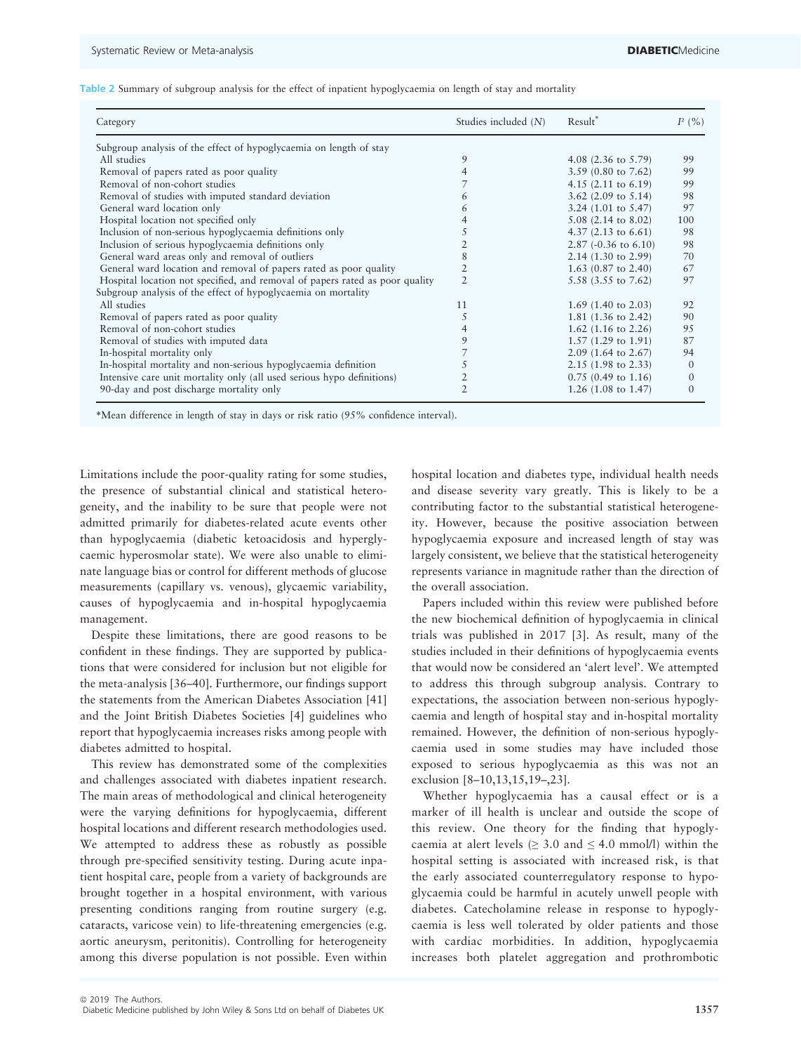**Table 2** Summary of subgroup analysis for the effect of inpatient hypoglycaemia on length of stay and mortality

| Category | Studies included (*N*) | Result* | $I^2$ (%) |
|---|---|---|---|
| Subgroup analysis of the effect of hypoglycaemia on length of stay | | | |
| All studies | 9 | 4.08 (2.36 to 5.79) | 99 |
| Removal of papers rated as poor quality | 4 | 3.59 (0.80 to 7.62) | 99 |
| Removal of non-cohort studies | 7 | 4.15 (2.11 to 6.19) | 99 |
| Removal of studies with imputed standard deviation | 6 | 3.62 (2.09 to 5.14) | 98 |
| General ward location only | 6 | 3.24 (1.01 to 5.47) | 97 |
| Hospital location not specified only | 4 | 5.08 (2.14 to 8.02) | 100 |
| Inclusion of non-serious hypoglycaemia definitions only | 5 | 4.37 (2.13 to 6.61) | 98 |
| Inclusion of serious hypoglycaemia definitions only | 2 | 2.87 (-0.36 to 6.10) | 98 |
| General ward areas only and removal of outliers | 8 | 2.14 (1.30 to 2.99) | 70 |
| General ward location and removal of papers rated as poor quality | 2 | 1.63 (0.87 to 2.40) | 67 |
| Hospital location not specified, and removal of papers rated as poor quality | 2 | 5.58 (3.55 to 7.62) | 97 |
| Subgroup analysis of the effect of hypoglycaemia on mortality | | | |
| All studies | 11 | 1.69 (1.40 to 2.03) | 92 |
| Removal of papers rated as poor quality | 5 | 1.81 (1.36 to 2.42) | 90 |
| Removal of non-cohort studies | 4 | 1.62 (1.16 to 2.26) | 95 |
| Removal of studies with imputed data | 9 | 1.57 (1.29 to 1.91) | 87 |
| In-hospital mortality only | 7 | 2.09 (1.64 to 2.67) | 94 |
| In-hospital mortality and non-serious hypoglycaemia definition | 5 | 2.15 (1.98 to 2.33) | 0 |
| Intensive care unit mortality only (all used serious hypo definitions) | 2 | 0.75 (0.49 to 1.16) | 0 |
| 90-day and post discharge mortality only | 2 | 1.26 (1.08 to 1.47) | 0 |

*Mean difference in length of stay in days or risk ratio (95% confidence interval).

Limitations include the poor-quality rating for some studies, the presence of substantial clinical and statistical heterogeneity, and the inability to be sure that people were not admitted primarily for diabetes-related acute events other than hypoglycaemia (diabetic ketoacidosis and hyperglycaemic hyperosmolar state). We were also unable to eliminate language bias or control for different methods of glucose measurements (capillary vs. venous), glycaemic variability, causes of hypoglycaemia and in-hospital hypoglycaemia management.

Despite these limitations, there are good reasons to be confident in these findings. They are supported by publications that were considered for inclusion but not eligible for the meta-analysis [36–40]. Furthermore, our findings support the statements from the American Diabetes Association [41] and the Joint British Diabetes Societies [4] guidelines who report that hypoglycaemia increases risks among people with diabetes admitted to hospital.

This review has demonstrated some of the complexities and challenges associated with diabetes inpatient research. The main areas of methodological and clinical heterogeneity were the varying definitions for hypoglycaemia, different hospital locations and different research methodologies used. We attempted to address these as robustly as possible through pre-specified sensitivity testing. During acute inpatient hospital care, people from a variety of backgrounds are brought together in a hospital environment, with various presenting conditions ranging from routine surgery (e.g. cataracts, varicose vein) to life-threatening emergencies (e.g. aortic aneurysm, peritonitis). Controlling for heterogeneity among this diverse population is not possible. Even within hospital location and diabetes type, individual health needs and disease severity vary greatly. This is likely to be a contributing factor to the substantial statistical heterogeneity. However, because the positive association between hypoglycaemia exposure and increased length of stay was largely consistent, we believe that the statistical heterogeneity represents variance in magnitude rather than the direction of the overall association.

Papers included within this review were published before the new biochemical definition of hypoglycaemia in clinical trials was published in 2017 [3]. As result, many of the studies included in their definitions of hypoglycaemia events that would now be considered an 'alert level'. We attempted to address this through subgroup analysis. Contrary to expectations, the association between non-serious hypoglycaemia and length of hospital stay and in-hospital mortality remained. However, the definition of non-serious hypoglycaemia used in some studies may have included those exposed to serious hypoglycaemia as this was not an exclusion [8–10,13,15,19–,23].

Whether hypoglycaemia has a causal effect or is a marker of ill health is unclear and outside the scope of this review. One theory for the finding that hypoglycaemia at alert levels ($\geq$ 3.0 and $\leq$ 4.0 mmol/l) within the hospital setting is associated with increased risk, is that the early associated counterregulatory response to hypoglycaemia could be harmful in acutely unwell people with diabetes. Catecholamine release in response to hypoglycaemia is less well tolerated by older patients and those with cardiac morbidities. In addition, hypoglycaemia increases both platelet aggregation and prothrombotic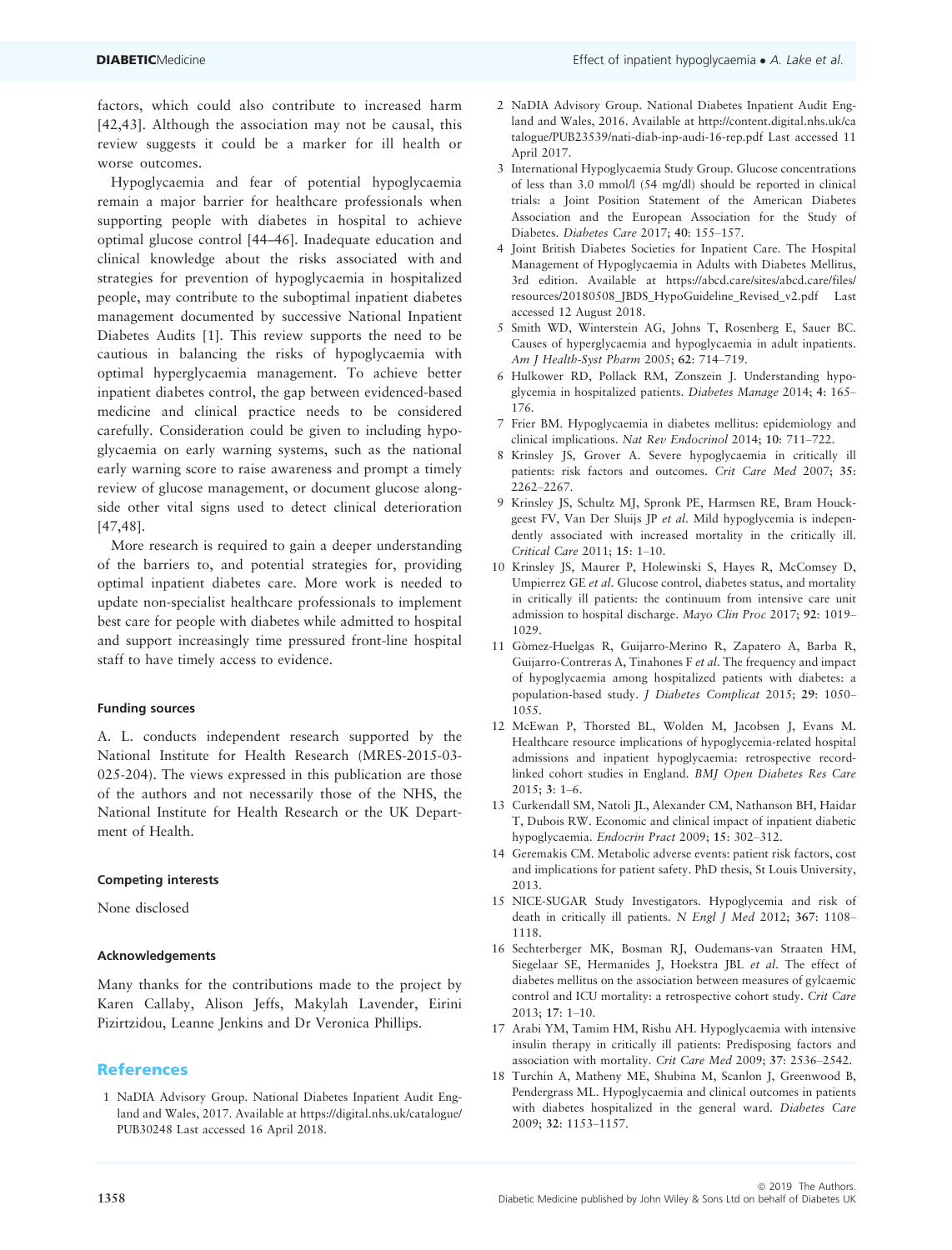factors, which could also contribute to increased harm [42,43]. Although the association may not be causal, this review suggests it could be a marker for ill health or worse outcomes.

Hypoglycaemia and fear of potential hypoglycaemia remain a major barrier for healthcare professionals when supporting people with diabetes in hospital to achieve optimal glucose control [44–46]. Inadequate education and clinical knowledge about the risks associated with and strategies for prevention of hypoglycaemia in hospitalized people, may contribute to the suboptimal inpatient diabetes management documented by successive National Inpatient Diabetes Audits [1]. This review supports the need to be cautious in balancing the risks of hypoglycaemia with optimal hyperglycaemia management. To achieve better inpatient diabetes control, the gap between evidenced-based medicine and clinical practice needs to be considered carefully. Consideration could be given to including hypoglycaemia on early warning systems, such as the national early warning score to raise awareness and prompt a timely review of glucose management, or document glucose alongside other vital signs used to detect clinical deterioration [47,48].

More research is required to gain a deeper understanding of the barriers to, and potential strategies for, providing optimal inpatient diabetes care. More work is needed to update non-specialist healthcare professionals to implement best care for people with diabetes while admitted to hospital and support increasingly time pressured front-line hospital staff to have timely access to evidence.

### Funding sources

A. L. conducts independent research supported by the National Institute for Health Research (MRES-2015-03-025-204). The views expressed in this publication are those of the authors and not necessarily those of the NHS, the National Institute for Health Research or the UK Department of Health.

### Competing interests

None disclosed

### Acknowledgements

Many thanks for the contributions made to the project by Karen Callaby, Alison Jeffs, Makylah Lavender, Eirini Pizirtzidou, Leanne Jenkins and Dr Veronica Phillips.

## References

1 NaDIA Advisory Group. National Diabetes Inpatient Audit England and Wales, 2017. Available at https://digital.nhs.uk/catalogue/PUB30248 Last accessed 16 April 2018.

2 NaDIA Advisory Group. National Diabetes Inpatient Audit England and Wales, 2016. Available at http://content.digital.nhs.uk/catalogue/PUB23539/nati-diab-inp-audi-16-rep.pdf Last accessed 11 April 2017.

3 International Hypoglycaemia Study Group. Glucose concentrations of less than 3.0 mmol/l (54 mg/dl) should be reported in clinical trials: a Joint Position Statement of the American Diabetes Association and the European Association for the Study of Diabetes. *Diabetes Care* 2017; **40**: 155–157.

4 Joint British Diabetes Societies for Inpatient Care. The Hospital Management of Hypoglycaemia in Adults with Diabetes Mellitus, 3rd edition. Available at https://abcd.care/sites/abcd.care/files/resources/20180508_JBDS_HypoGuideline_Revised_v2.pdf Last accessed 12 August 2018.

5 Smith WD, Winterstein AG, Johns T, Rosenberg E, Sauer BC. Causes of hyperglycaemia and hypoglycaemia in adult inpatients. *Am J Health-Syst Pharm* 2005; **62**: 714–719.

6 Hulkower RD, Pollack RM, Zonszein J. Understanding hypoglycemia in hospitalized patients. *Diabetes Manage* 2014; **4**: 165–176.

7 Frier BM. Hypoglycaemia in diabetes mellitus: epidemiology and clinical implications. *Nat Rev Endocrinol* 2014; **10**: 711–722.

8 Krinsley JS, Grover A. Severe hypoglycaemia in critically ill patients: risk factors and outcomes. *Crit Care Med* 2007; **35**: 2262–2267.

9 Krinsley JS, Schultz MJ, Spronk PE, Harmsen RE, Bram Houckgeest FV, Van Der Sluijs JP *et al*. Mild hypoglycemia is independently associated with increased mortality in the critically ill. *Critical Care* 2011; **15**: 1–10.

10 Krinsley JS, Maurer P, Holewinski S, Hayes R, McComsey D, Umpierrez GE *et al*. Glucose control, diabetes status, and mortality in critically ill patients: the continuum from intensive care unit admission to hospital discharge. *Mayo Clin Proc* 2017; **92**: 1019–1029.

11 Gòmez-Huelgas R, Guijarro-Merino R, Zapatero A, Barba R, Guijarro-Contreras A, Tinahones F *et al*. The frequency and impact of hypoglycaemia among hospitalized patients with diabetes: a population-based study. *J Diabetes Complicat* 2015; **29**: 1050–1055.

12 McEwan P, Thorsted BL, Wolden M, Jacobsen J, Evans M. Healthcare resource implications of hypoglycemia-related hospital admissions and inpatient hypoglycaemia: retrospective record-linked cohort studies in England. *BMJ Open Diabetes Res Care* 2015; **3**: 1–6.

13 Curkendall SM, Natoli JL, Alexander CM, Nathanson BH, Haidar T, Dubois RW. Economic and clinical impact of inpatient diabetic hypoglycaemia. *Endocrin Pract* 2009; **15**: 302–312.

14 Geremakis CM. Metabolic adverse events: patient risk factors, cost and implications for patient safety. PhD thesis, St Louis University, 2013.

15 NICE-SUGAR Study Investigators. Hypoglycemia and risk of death in critically ill patients. *N Engl J Med* 2012; **367**: 1108–1118.

16 Sechterberger MK, Bosman RJ, Oudemans-van Straaten HM, Siegelaar SE, Hermanides J, Hoekstra JBL *et al*. The effect of diabetes mellitus on the association between measures of gylcaemic control and ICU mortality: a retrospective cohort study. *Crit Care* 2013; **17**: 1–10.

17 Arabi YM, Tamim HM, Rishu AH. Hypoglycaemia with intensive insulin therapy in critically ill patients: Predisposing factors and association with mortality. *Crit Care Med* 2009; **37**: 2536–2542.

18 Turchin A, Matheny ME, Shubina M, Scanlon J, Greenwood B, Pendergrass ML. Hypoglycaemia and clinical outcomes in patients with diabetes hospitalized in the general ward. *Diabetes Care* 2009; **32**: 1153–1157.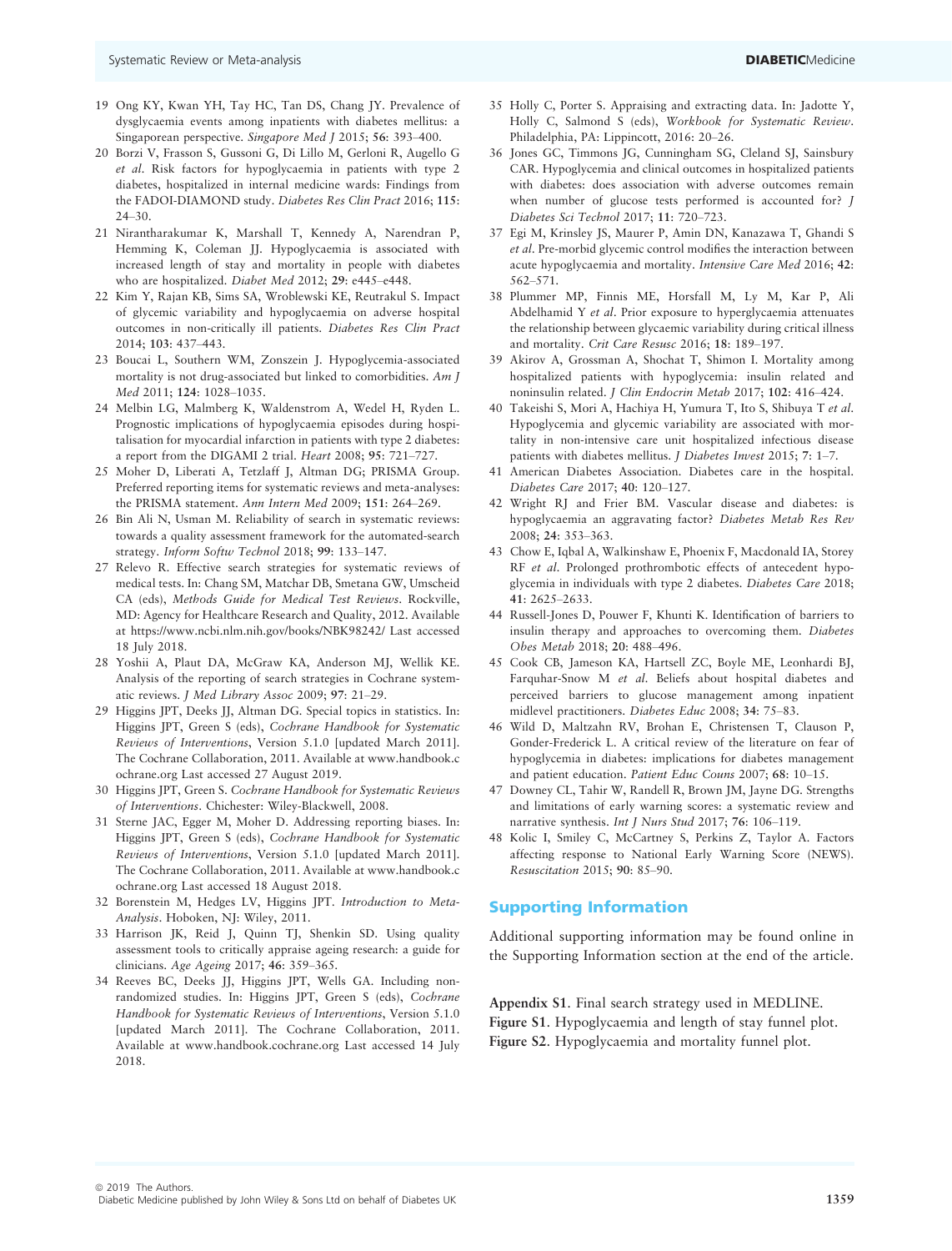19 Ong KY, Kwan YH, Tay HC, Tan DS, Chang JY. Prevalence of dysglycaemia events among inpatients with diabetes mellitus: a Singaporean perspective. *Singapore Med J* 2015; **56**: 393–400.

20 Borzi V, Frasson S, Gussoni G, Di Lillo M, Gerloni R, Augello G *et al*. Risk factors for hypoglycaemia in patients with type 2 diabetes, hospitalized in internal medicine wards: Findings from the FADOI-DIAMOND study. *Diabetes Res Clin Pract* 2016; **115**: 24–30.

21 Nirantharakumar K, Marshall T, Kennedy A, Narendran P, Hemming K, Coleman JJ. Hypoglycaemia is associated with increased length of stay and mortality in people with diabetes who are hospitalized. *Diabet Med* 2012; **29**: e445–e448.

22 Kim Y, Rajan KB, Sims SA, Wroblewski KE, Reutrakul S. Impact of glycemic variability and hypoglycemia on adverse hospital outcomes in non-critically ill patients. *Diabetes Res Clin Pract* 2014; **103**: 437–443.

23 Boucai L, Southern WM, Zonszein J. Hypoglycemia-associated mortality is not drug-associated but linked to comorbidities. *Am J Med* 2011; **124**: 1028–1035.

24 Melbin LG, Malmberg K, Waldenstrom A, Wedel H, Ryden L. Prognostic implications of hypoglycaemia episodes during hospitalisation for myocardial infarction in patients with type 2 diabetes: a report from the DIGAMI 2 trial. *Heart* 2008; **95**: 721–727.

25 Moher D, Liberati A, Tetzlaff J, Altman DG; PRISMA Group. Preferred reporting items for systematic reviews and meta-analyses: the PRISMA statement. *Ann Intern Med* 2009; **151**: 264–269.

26 Bin Ali N, Usman M. Reliability of search in systematic reviews: towards a quality assessment framework for the automated-search strategy. *Inform Softw Technol* 2018; **99**: 133–147.

27 Relevo R. Effective search strategies for systematic reviews of medical tests. In: Chang SM, Matchar DB, Smetana GW, Umscheid CA (eds), *Methods Guide for Medical Test Reviews*. Rockville, MD: Agency for Healthcare Research and Quality, 2012. Available at https://www.ncbi.nlm.nih.gov/books/NBK98242/ Last accessed 18 July 2018.

28 Yoshii A, Plaut DA, McGraw KA, Anderson MJ, Wellik KE. Analysis of the reporting of search strategies in Cochrane systematic reviews. *J Med Library Assoc* 2009; **97**: 21–29.

29 Higgins JPT, Deeks JJ, Altman DG. Special topics in statistics. In: Higgins JPT, Green S (eds), *Cochrane Handbook for Systematic Reviews of Interventions*, Version 5.1.0 [updated March 2011]. The Cochrane Collaboration, 2011. Available at www.handbook.cochrane.org Last accessed 27 August 2019.

30 Higgins JPT, Green S. *Cochrane Handbook for Systematic Reviews of Interventions*. Chichester: Wiley-Blackwell, 2008.

31 Sterne JAC, Egger M, Moher D. Addressing reporting biases. In: Higgins JPT, Green S (eds), *Cochrane Handbook for Systematic Reviews of Interventions*, Version 5.1.0 [updated March 2011]. The Cochrane Collaboration, 2011. Available at www.handbook.cochrane.org Last accessed 18 August 2018.

32 Borenstein M, Hedges LV, Higgins JPT. *Introduction to Meta-Analysis*. Hoboken, NJ: Wiley, 2011.

33 Harrison JK, Reid J, Quinn TJ, Shenkin SD. Using quality assessment tools to critically appraise ageing research: a guide for clinicians. *Age Ageing* 2017; **46**: 359–365.

34 Reeves BC, Deeks JJ, Higgins JPT, Wells GA. Including non-randomized studies. In: Higgins JPT, Green S (eds), *Cochrane Handbook for Systematic Reviews of Interventions*, Version 5.1.0 [updated March 2011]. The Cochrane Collaboration, 2011. Available at www.handbook.cochrane.org Last accessed 14 July 2018.

35 Holly C, Porter S. Appraising and extracting data. In: Jadotte Y, Holly C, Salmond S (eds), *Workbook for Systematic Review*. Philadelphia, PA: Lippincott, 2016: 20–26.

36 Jones GC, Timmons JG, Cunningham SG, Cleland SJ, Sainsbury CAR. Hypoglycemia and clinical outcomes in hospitalized patients with diabetes: does association with adverse outcomes remain when number of glucose tests performed is accounted for? *J Diabetes Sci Technol* 2017; **11**: 720–723.

37 Egi M, Krinsley JS, Maurer P, Amin DN, Kanazawa T, Ghandi S *et al*. Pre-morbid glycemic control modifies the interaction between acute hypoglycaemia and mortality. *Intensive Care Med* 2016; **42**: 562–571.

38 Plummer MP, Finnis ME, Horsfall M, Ly M, Kar P, Ali Abdelhamid Y *et al*. Prior exposure to hyperglycaemia attenuates the relationship between glycaemic variability during critical illness and mortality. *Crit Care Resusc* 2016; **18**: 189–197.

39 Akirov A, Grossman A, Shochat T, Shimon I. Mortality among hospitalized patients with hypoglycemia: insulin related and noninsulin related. *J Clin Endocrin Metab* 2017; **102**: 416–424.

40 Takeishi S, Mori A, Hachiya H, Yumura T, Ito S, Shibuya T *et al*. Hypoglycaemia and glycemic variability are associated with mortality in non-intensive care unit hospitalized infectious disease patients with diabetes mellitus. *J Diabetes Invest* 2015; **7**: 1–7.

41 American Diabetes Association. Diabetes care in the hospital. *Diabetes Care* 2017; **40**: 120–127.

42 Wright RJ and Frier BM. Vascular disease and diabetes: is hypoglycaemia an aggravating factor? *Diabetes Metab Res Rev* 2008; **24**: 353–363.

43 Chow E, Iqbal A, Walkinshaw E, Phoenix F, Macdonald IA, Storey RF *et al*. Prolonged prothrombotic effects of antecedent hypoglycemia in individuals with type 2 diabetes. *Diabetes Care* 2018; **41**: 2625–2633.

44 Russell-Jones D, Pouwer F, Khunti K. Identification of barriers to insulin therapy and approaches to overcoming them. *Diabetes Obes Metab* 2018; **20**: 488–496.

45 Cook CB, Jameson KA, Hartsell ZC, Boyle ME, Leonhardi BJ, Farquhar-Snow M *et al*. Beliefs about hospital diabetes and perceived barriers to glucose management among inpatient midlevel practitioners. *Diabetes Educ* 2008; **34**: 75–83.

46 Wild D, Maltzahn RV, Brohan E, Christensen T, Clauson P, Gonder-Frederick L. A critical review of the literature on fear of hypoglycemia in diabetes: implications for diabetes management and patient education. *Patient Educ Couns* 2007; **68**: 10–15.

47 Downey CL, Tahir W, Randell R, Brown JM, Jayne DG. Strengths and limitations of early warning scores: a systematic review and narrative synthesis. *Int J Nurs Stud* 2017; **76**: 106–119.

48 Kolic I, Smiley C, McCartney S, Perkins Z, Taylor A. Factors affecting response to National Early Warning Score (NEWS). *Resuscitation* 2015; **90**: 85–90.

## Supporting Information

Additional supporting information may be found online in the Supporting Information section at the end of the article.

**Appendix S1**. Final search strategy used in MEDLINE.
**Figure S1**. Hypoglycaemia and length of stay funnel plot.
**Figure S2**. Hypoglycaemia and mortality funnel plot.